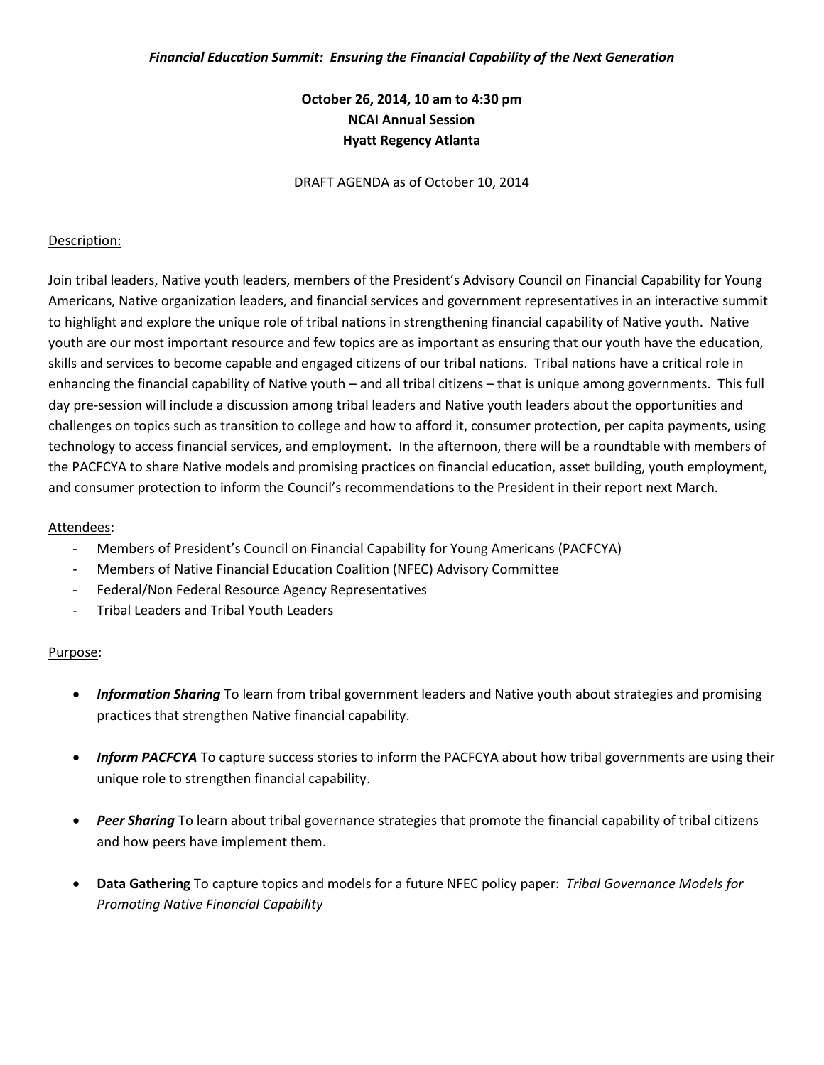*Financial Education Summit: Ensuring the Financial Capability of the Next Generation*

**October 26, 2014, 10 am to 4:30 pm**
**NCAI Annual Session**
**Hyatt Regency Atlanta**

DRAFT AGENDA as of October 10, 2014

Description:

Join tribal leaders, Native youth leaders, members of the President's Advisory Council on Financial Capability for Young Americans, Native organization leaders, and financial services and government representatives in an interactive summit to highlight and explore the unique role of tribal nations in strengthening financial capability of Native youth. Native youth are our most important resource and few topics are as important as ensuring that our youth have the education, skills and services to become capable and engaged citizens of our tribal nations. Tribal nations have a critical role in enhancing the financial capability of Native youth – and all tribal citizens – that is unique among governments. This full day pre-session will include a discussion among tribal leaders and Native youth leaders about the opportunities and challenges on topics such as transition to college and how to afford it, consumer protection, per capita payments, using technology to access financial services, and employment. In the afternoon, there will be a roundtable with members of the PACFCYA to share Native models and promising practices on financial education, asset building, youth employment, and consumer protection to inform the Council's recommendations to the President in their report next March.

Attendees:

- Members of President's Council on Financial Capability for Young Americans (PACFCYA)
- Members of Native Financial Education Coalition (NFEC) Advisory Committee
- Federal/Non Federal Resource Agency Representatives
- Tribal Leaders and Tribal Youth Leaders

Purpose:

- ***Information Sharing*** To learn from tribal government leaders and Native youth about strategies and promising practices that strengthen Native financial capability.
- ***Inform PACFCYA*** To capture success stories to inform the PACFCYA about how tribal governments are using their unique role to strengthen financial capability.
- ***Peer Sharing*** To learn about tribal governance strategies that promote the financial capability of tribal citizens and how peers have implement them.
- **Data Gathering** To capture topics and models for a future NFEC policy paper: *Tribal Governance Models for Promoting Native Financial Capability*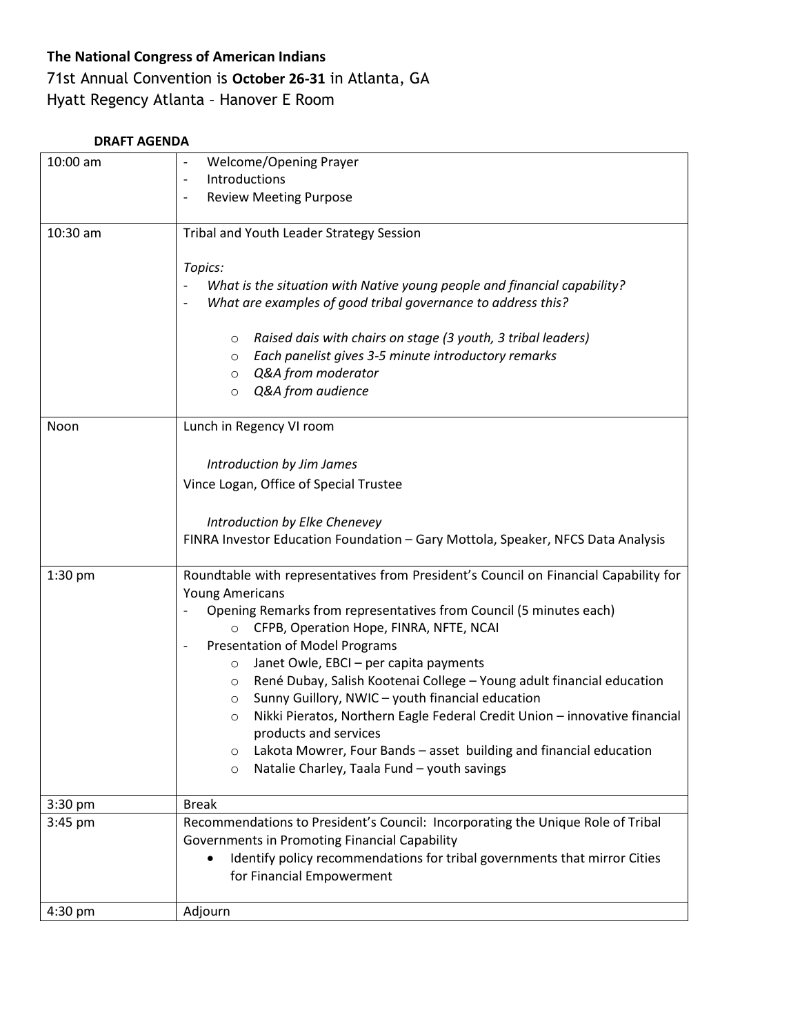**The National Congress of American Indians**

71st Annual Convention is **October 26-31** in Atlanta, GA
Hyatt Regency Atlanta – Hanover E Room

**DRAFT AGENDA**

| | |
|---|---|
| 10:00 am | - Welcome/Opening Prayer<br>- Introductions<br>- Review Meeting Purpose |
| 10:30 am | Tribal and Youth Leader Strategy Session<br><br>*Topics:*<br>- *What is the situation with Native young people and financial capability?*<br>- *What are examples of good tribal governance to address this?*<br>  ○ *Raised dais with chairs on stage (3 youth, 3 tribal leaders)*<br>  ○ *Each panelist gives 3-5 minute introductory remarks*<br>  ○ *Q&A from moderator*<br>  ○ *Q&A from audience* |
| Noon | Lunch in Regency VI room<br><br>*Introduction by Jim James*<br>Vince Logan, Office of Special Trustee<br><br>*Introduction by Elke Chenevey*<br>FINRA Investor Education Foundation – Gary Mottola, Speaker, NFCS Data Analysis |
| 1:30 pm | Roundtable with representatives from President's Council on Financial Capability for Young Americans<br>- Opening Remarks from representatives from Council (5 minutes each)<br>  ○ CFPB, Operation Hope, FINRA, NFTE, NCAI<br>- Presentation of Model Programs<br>  ○ Janet Owle, EBCI – per capita payments<br>  ○ René Dubay, Salish Kootenai College – Young adult financial education<br>  ○ Sunny Guillory, NWIC – youth financial education<br>  ○ Nikki Pieratos, Northern Eagle Federal Credit Union – innovative financial products and services<br>  ○ Lakota Mowrer, Four Bands – asset building and financial education<br>  ○ Natalie Charley, Taala Fund – youth savings |
| 3:30 pm | Break |
| 3:45 pm | Recommendations to President's Council: Incorporating the Unique Role of Tribal Governments in Promoting Financial Capability<br>• Identify policy recommendations for tribal governments that mirror Cities for Financial Empowerment |
| 4:30 pm | Adjourn |